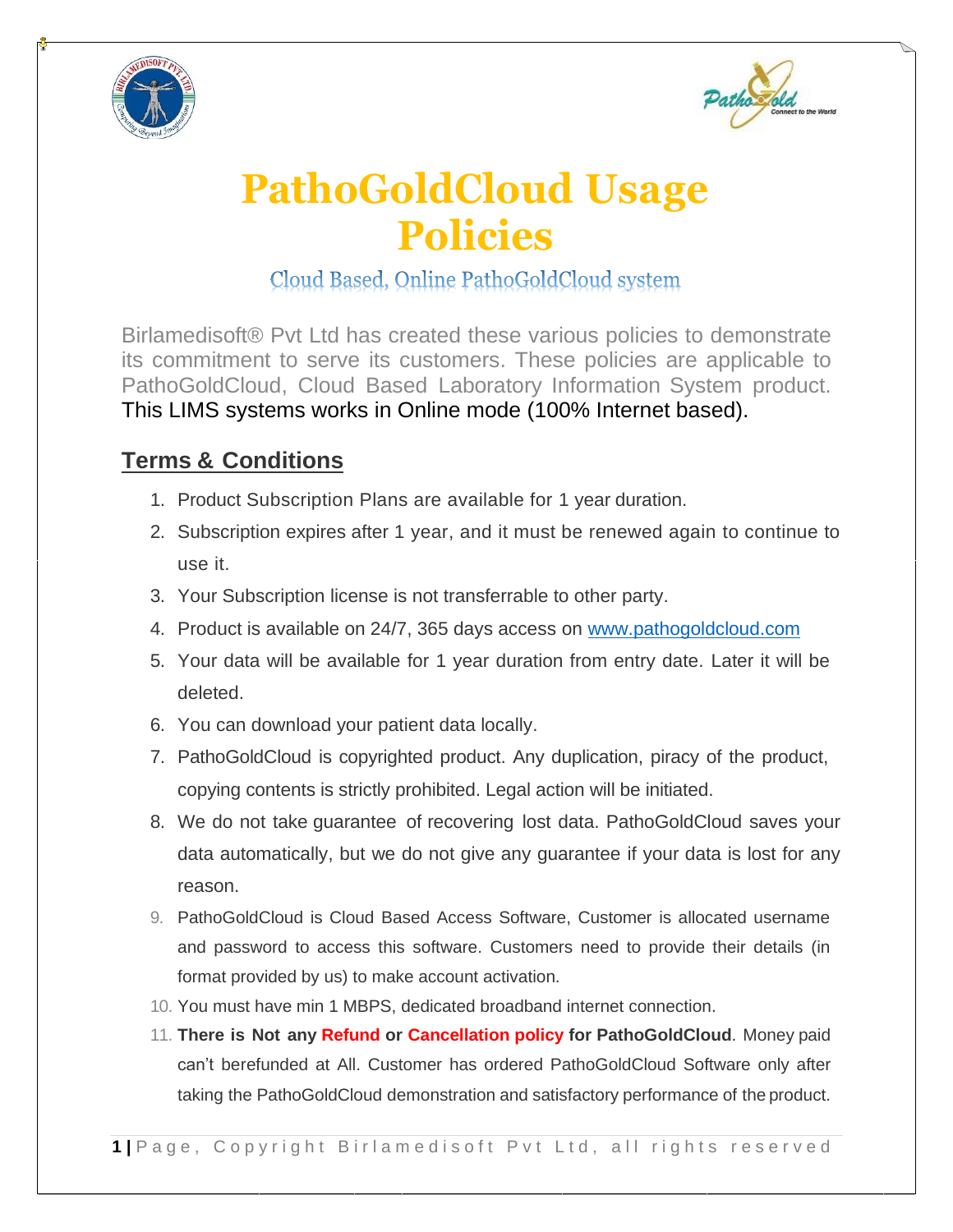# PathoGoldCloud Usage Policies

Cloud Based, Online PathoGoldCloud system

Birlamedisoft® Pvt Ltd has created these various policies to demonstrate its commitment to serve its customers. These policies are applicable to PathoGoldCloud, Cloud Based Laboratory Information System product. This LIMS systems works in Online mode (100% Internet based).

## Terms & Conditions

1. Product Subscription Plans are available for 1 year duration.
2. Subscription expires after 1 year, and it must be renewed again to continue to use it.
3. Your Subscription license is not transferrable to other party.
4. Product is available on 24/7, 365 days access on [www.pathogoldcloud.com](http://www.pathogoldcloud.com)
5. Your data will be available for 1 year duration from entry date. Later it will be deleted.
6. You can download your patient data locally.
7. PathoGoldCloud is copyrighted product. Any duplication, piracy of the product, copying contents is strictly prohibited. Legal action will be initiated.
8. We do not take guarantee of recovering lost data. PathoGoldCloud saves your data automatically, but we do not give any guarantee if your data is lost for any reason.
9. PathoGoldCloud is Cloud Based Access Software, Customer is allocated username and password to access this software. Customers need to provide their details (in format provided by us) to make account activation.
10. You must have min 1 MBPS, dedicated broadband internet connection.
11. **There is Not any Refund or Cancellation policy for PathoGoldCloud**. Money paid can't berefunded at All. Customer has ordered PathoGoldCloud Software only after taking the PathoGoldCloud demonstration and satisfactory performance of the product.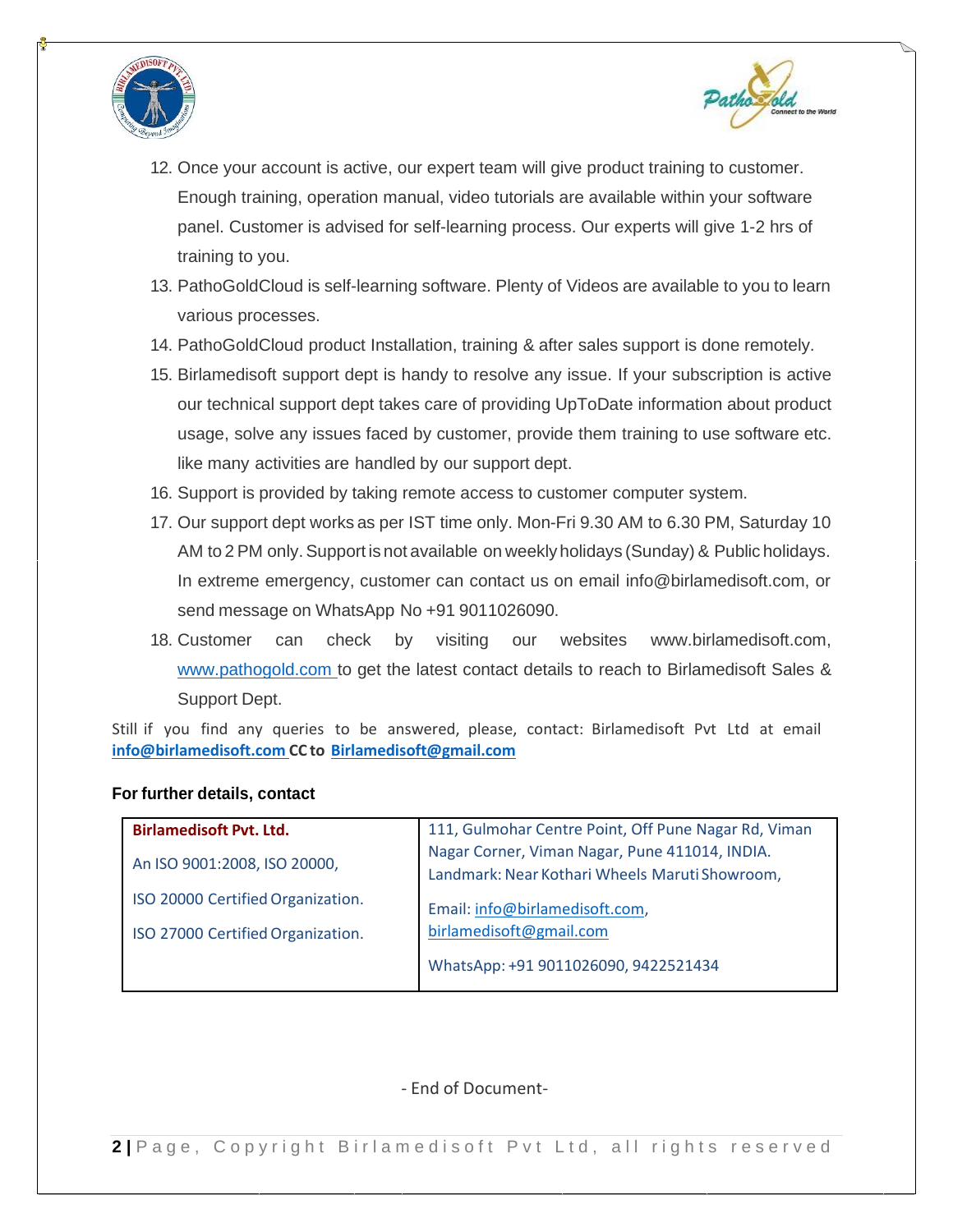12. Once your account is active, our expert team will give product training to customer. Enough training, operation manual, video tutorials are available within your software panel. Customer is advised for self-learning process. Our experts will give 1-2 hrs of training to you.
13. PathoGoldCloud is self-learning software. Plenty of Videos are available to you to learn various processes.
14. PathoGoldCloud product Installation, training & after sales support is done remotely.
15. Birlamedisoft support dept is handy to resolve any issue. If your subscription is active our technical support dept takes care of providing UpToDate information about product usage, solve any issues faced by customer, provide them training to use software etc. like many activities are handled by our support dept.
16. Support is provided by taking remote access to customer computer system.
17. Our support dept works as per IST time only. Mon-Fri 9.30 AM to 6.30 PM, Saturday 10 AM to 2 PM only. Support is not available on weekly holidays (Sunday) & Public holidays. In extreme emergency, customer can contact us on email info@birlamedisoft.com, or send message on WhatsApp No +91 9011026090.
18. Customer can check by visiting our websites www.birlamedisoft.com, www.pathogold.com to get the latest contact details to reach to Birlamedisoft Sales & Support Dept.

Still if you find any queries to be answered, please, contact: Birlamedisoft Pvt Ltd at email **info@birlamedisoft.com CC to Birlamedisoft@gmail.com**

**For further details, contact**

| | |
|---|---|
| **Birlamedisoft Pvt. Ltd.**<br>An ISO 9001:2008, ISO 20000,<br>ISO 20000 Certified Organization.<br>ISO 27000 Certified Organization. | 111, Gulmohar Centre Point, Off Pune Nagar Rd, Viman Nagar Corner, Viman Nagar, Pune 411014, INDIA. Landmark: Near Kothari Wheels Maruti Showroom,<br>Email: info@birlamedisoft.com, birlamedisoft@gmail.com<br>WhatsApp: +91 9011026090, 9422521434 |

- End of Document-